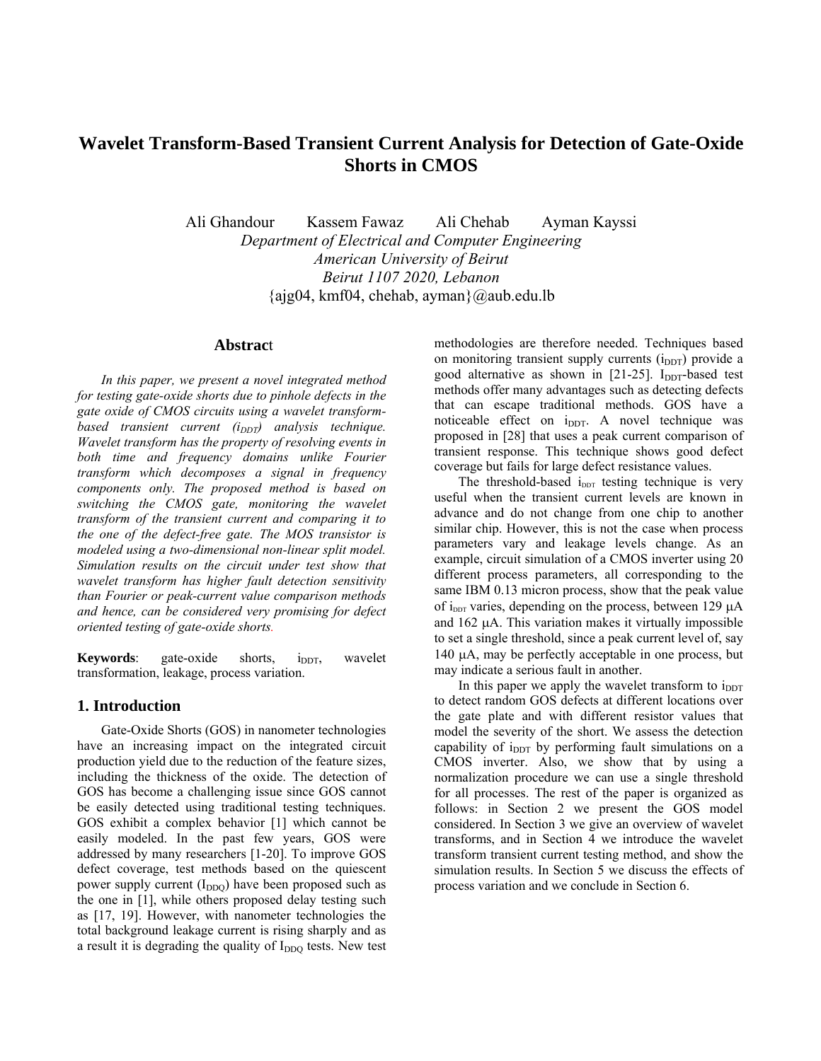# Wavelet Transform-Based Transient Current Analysis for Detection of Gate-Oxide Shorts in CMOS

Ali Ghandour Kassem Fawaz Ali Chehab Ayman Kayssi

*Department of Electrical and Computer Engineering*
*American University of Beirut*
*Beirut 1107 2020, Lebanon*
{ajg04, kmf04, chehab, ayman}@aub.edu.lb

## Abstract

*In this paper, we present a novel integrated method for testing gate-oxide shorts due to pinhole defects in the gate oxide of CMOS circuits using a wavelet transform-based transient current ($i_{DDT}$) analysis technique. Wavelet transform has the property of resolving events in both time and frequency domains unlike Fourier transform which decomposes a signal in frequency components only. The proposed method is based on switching the CMOS gate, monitoring the wavelet transform of the transient current and comparing it to the one of the defect-free gate. The MOS transistor is modeled using a two-dimensional non-linear split model. Simulation results on the circuit under test show that wavelet transform has higher fault detection sensitivity than Fourier or peak-current value comparison methods and hence, can be considered very promising for defect oriented testing of gate-oxide shorts.*

**Keywords**: gate-oxide shorts, $i_{DDT}$, wavelet transformation, leakage, process variation.

## 1. Introduction

Gate-Oxide Shorts (GOS) in nanometer technologies have an increasing impact on the integrated circuit production yield due to the reduction of the feature sizes, including the thickness of the oxide. The detection of GOS has become a challenging issue since GOS cannot be easily detected using traditional testing techniques. GOS exhibit a complex behavior [1] which cannot be easily modeled. In the past few years, GOS were addressed by many researchers [1-20]. To improve GOS defect coverage, test methods based on the quiescent power supply current ($I_{DDQ}$) have been proposed such as the one in [1], while others proposed delay testing such as [17, 19]. However, with nanometer technologies the total background leakage current is rising sharply and as a result it is degrading the quality of $I_{DDQ}$ tests. New test methodologies are therefore needed. Techniques based on monitoring transient supply currents ($i_{DDT}$) provide a good alternative as shown in [21-25]. $I_{DDT}$-based test methods offer many advantages such as detecting defects that can escape traditional methods. GOS have a noticeable effect on $i_{DDT}$. A novel technique was proposed in [28] that uses a peak current comparison of transient response. This technique shows good defect coverage but fails for large defect resistance values.

The threshold-based $i_{DDT}$ testing technique is very useful when the transient current levels are known in advance and do not change from one chip to another similar chip. However, this is not the case when process parameters vary and leakage levels change. As an example, circuit simulation of a CMOS inverter using 20 different process parameters, all corresponding to the same IBM 0.13 micron process, show that the peak value of $i_{DDT}$ varies, depending on the process, between 129 μA and 162 μA. This variation makes it virtually impossible to set a single threshold, since a peak current level of, say 140 μA, may be perfectly acceptable in one process, but may indicate a serious fault in another.

In this paper we apply the wavelet transform to $i_{DDT}$ to detect random GOS defects at different locations over the gate plate and with different resistor values that model the severity of the short. We assess the detection capability of $i_{DDT}$ by performing fault simulations on a CMOS inverter. Also, we show that by using a normalization procedure we can use a single threshold for all processes. The rest of the paper is organized as follows: in Section 2 we present the GOS model considered. In Section 3 we give an overview of wavelet transforms, and in Section 4 we introduce the wavelet transform transient current testing method, and show the simulation results. In Section 5 we discuss the effects of process variation and we conclude in Section 6.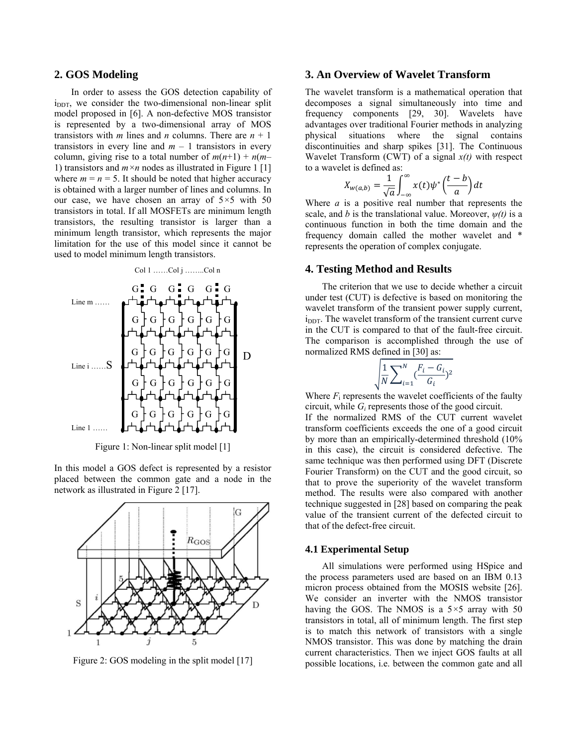## 2. GOS Modeling

In order to assess the GOS detection capability of $i_{DDT}$, we consider the two-dimensional non-linear split model proposed in [6]. A non-defective MOS transistor is represented by a two-dimensional array of MOS transistors with $m$ lines and $n$ columns. There are $n + 1$ transistors in every line and $m - 1$ transistors in every column, giving rise to a total number of $m(n+1) + n(m-1)$ transistors and $m \times n$ nodes as illustrated in Figure 1 [1] where $m = n = 5$. It should be noted that higher accuracy is obtained with a larger number of lines and columns. In our case, we have chosen an array of 5×5 with 50 transistors in total. If all MOSFETs are minimum length transistors, the resulting transistor is larger than a minimum length transistor, which represents the major limitation for the use of this model since it cannot be used to model minimum length transistors.

Figure 1: Non-linear split model [1]

In this model a GOS defect is represented by a resistor placed between the common gate and a node in the network as illustrated in Figure 2 [17].

Figure 2: GOS modeling in the split model [17]

## 3. An Overview of Wavelet Transform

The wavelet transform is a mathematical operation that decomposes a signal simultaneously into time and frequency components [29, 30]. Wavelets have advantages over traditional Fourier methods in analyzing physical situations where the signal contains discontinuities and sharp spikes [31]. The Continuous Wavelet Transform (CWT) of a signal $x(t)$ with respect to a wavelet is defined as:

$$X_{w(a,b)} = \frac{1}{\sqrt{a}} \int_{-\infty}^{\infty} x(t) \psi^{*}\left(\frac{t-b}{a}\right) dt$$

Where $a$ is a positive real number that represents the scale, and $b$ is the translational value. Moreover, $\psi(t)$ is a continuous function in both the time domain and the frequency domain called the mother wavelet and * represents the operation of complex conjugate.

## 4. Testing Method and Results

The criterion that we use to decide whether a circuit under test (CUT) is defective is based on monitoring the wavelet transform of the transient power supply current, $i_{DDT}$. The wavelet transform of the transient current curve in the CUT is compared to that of the fault-free circuit. The comparison is accomplished through the use of normalized RMS defined in [30] as:

$$\sqrt{\frac{1}{N} \sum_{i=1}^{N} \left(\frac{F_i - G_i}{G_i}\right)^2}$$

Where $F_i$ represents the wavelet coefficients of the faulty circuit, while $G_i$ represents those of the good circuit. If the normalized RMS of the CUT current wavelet transform coefficients exceeds the one of a good circuit by more than an empirically-determined threshold (10% in this case), the circuit is considered defective. The same technique was then performed using DFT (Discrete Fourier Transform) on the CUT and the good circuit, so that to prove the superiority of the wavelet transform method. The results were also compared with another technique suggested in [28] based on comparing the peak value of the transient current of the defected circuit to that of the defect-free circuit.

### 4.1 Experimental Setup

All simulations were performed using HSpice and the process parameters used are based on an IBM 0.13 micron process obtained from the MOSIS website [26]. We consider an inverter with the NMOS transistor having the GOS. The NMOS is a 5×5 array with 50 transistors in total, all of minimum length. The first step is to match this network of transistors with a single NMOS transistor. This was done by matching the drain current characteristics. Then we inject GOS faults at all possible locations, i.e. between the common gate and all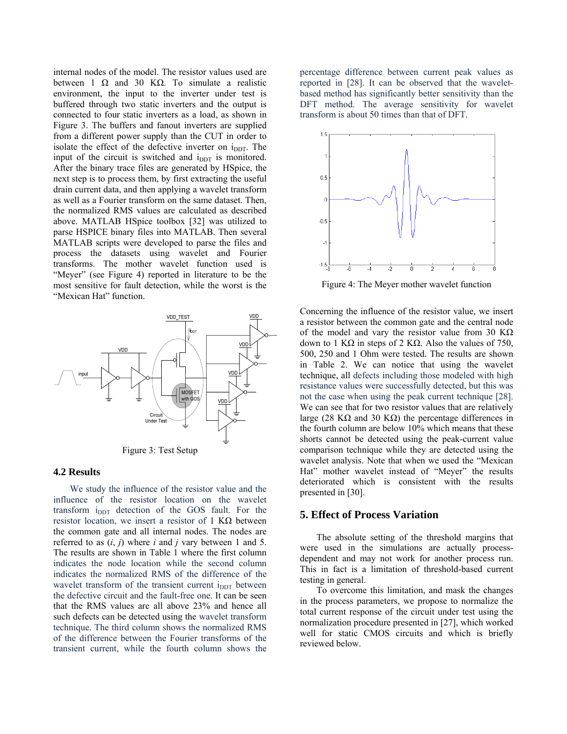internal nodes of the model. The resistor values used are between 1 Ω and 30 KΩ. To simulate a realistic environment, the input to the inverter under test is buffered through two static inverters and the output is connected to four static inverters as a load, as shown in Figure 3. The buffers and fanout inverters are supplied from a different power supply than the CUT in order to isolate the effect of the defective inverter on $i_{DDT}$. The input of the circuit is switched and $i_{DDT}$ is monitored. After the binary trace files are generated by HSpice, the next step is to process them, by first extracting the useful drain current data, and then applying a wavelet transform as well as a Fourier transform on the same dataset. Then, the normalized RMS values are calculated as described above. MATLAB HSpice toolbox [32] was utilized to parse HSPICE binary files into MATLAB. Then several MATLAB scripts were developed to parse the files and process the datasets using wavelet and Fourier transforms. The mother wavelet function used is "Meyer" (see Figure 4) reported in literature to be the most sensitive for fault detection, while the worst is the "Mexican Hat" function.

Figure 3: Test Setup

### 4.2 Results

We study the influence of the resistor value and the influence of the resistor location on the wavelet transform $i_{DDT}$ detection of the GOS fault. For the resistor location, we insert a resistor of 1 KΩ between the common gate and all internal nodes. The nodes are referred to as (*i*, *j*) where *i* and *j* vary between 1 and 5. The results are shown in Table 1 where the first column indicates the node location while the second column indicates the normalized RMS of the difference of the wavelet transform of the transient current $i_{DDT}$ between the defective circuit and the fault-free one. It can be seen that the RMS values are all above 23% and hence all such defects can be detected using the wavelet transform technique. The third column shows the normalized RMS of the difference between the Fourier transforms of the transient current, while the fourth column shows the percentage difference between current peak values as reported in [28]. It can be observed that the wavelet-based method has significantly better sensitivity than the DFT method. The average sensitivity for wavelet transform is about 50 times than that of DFT.

Figure 4: The Meyer mother wavelet function

Concerning the influence of the resistor value, we insert a resistor between the common gate and the central node of the model and vary the resistor value from 30 KΩ down to 1 KΩ in steps of 2 KΩ. Also the values of 750, 500, 250 and 1 Ohm were tested. The results are shown in Table 2. We can notice that using the wavelet technique, all defects including those modeled with high resistance values were successfully detected, but this was not the case when using the peak current technique [28]. We can see that for two resistor values that are relatively large (28 KΩ and 30 KΩ) the percentage differences in the fourth column are below 10% which means that these shorts cannot be detected using the peak-current value comparison technique while they are detected using the wavelet analysis. Note that when we used the "Mexican Hat" mother wavelet instead of "Meyer" the results deteriorated which is consistent with the results presented in [30].

## 5. Effect of Process Variation

The absolute setting of the threshold margins that were used in the simulations are actually process-dependent and may not work for another process run. This in fact is a limitation of threshold-based current testing in general.

To overcome this limitation, and mask the changes in the process parameters, we propose to normalize the total current response of the circuit under test using the normalization procedure presented in [27], which worked well for static CMOS circuits and which is briefly reviewed below.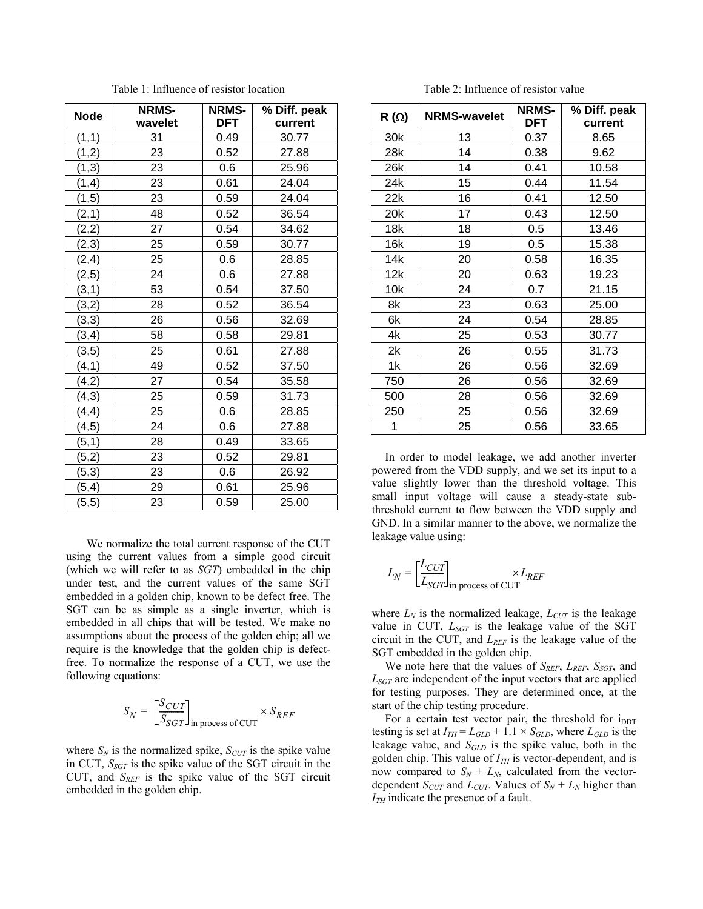Table 1: Influence of resistor location

| Node | NRMS-wavelet | NRMS-DFT | % Diff. peak current |
|---|---|---|---|
| (1,1) | 31 | 0.49 | 30.77 |
| (1,2) | 23 | 0.52 | 27.88 |
| (1,3) | 23 | 0.6 | 25.96 |
| (1,4) | 23 | 0.61 | 24.04 |
| (1,5) | 23 | 0.59 | 24.04 |
| (2,1) | 48 | 0.52 | 36.54 |
| (2,2) | 27 | 0.54 | 34.62 |
| (2,3) | 25 | 0.59 | 30.77 |
| (2,4) | 25 | 0.6 | 28.85 |
| (2,5) | 24 | 0.6 | 27.88 |
| (3,1) | 53 | 0.54 | 37.50 |
| (3,2) | 28 | 0.52 | 36.54 |
| (3,3) | 26 | 0.56 | 32.69 |
| (3,4) | 58 | 0.58 | 29.81 |
| (3,5) | 25 | 0.61 | 27.88 |
| (4,1) | 49 | 0.52 | 37.50 |
| (4,2) | 27 | 0.54 | 35.58 |
| (4,3) | 25 | 0.59 | 31.73 |
| (4,4) | 25 | 0.6 | 28.85 |
| (4,5) | 24 | 0.6 | 27.88 |
| (5,1) | 28 | 0.49 | 33.65 |
| (5,2) | 23 | 0.52 | 29.81 |
| (5,3) | 23 | 0.6 | 26.92 |
| (5,4) | 29 | 0.61 | 25.96 |
| (5,5) | 23 | 0.59 | 25.00 |

We normalize the total current response of the CUT using the current values from a simple good circuit (which we will refer to as *SGT*) embedded in the chip under test, and the current values of the same SGT embedded in a golden chip, known to be defect free. The SGT can be as simple as a single inverter, which is embedded in all chips that will be tested. We make no assumptions about the process of the golden chip; all we require is the knowledge that the golden chip is defect-free. To normalize the response of a CUT, we use the following equations:

$$S_N = \left[\frac{S_{CUT}}{S_{SGT}}\right]_{\text{in process of CUT}} \times S_{REF}$$

where $S_N$ is the normalized spike, $S_{CUT}$ is the spike value in CUT, $S_{SGT}$ is the spike value of the SGT circuit in the CUT, and $S_{REF}$ is the spike value of the SGT circuit embedded in the golden chip.

Table 2: Influence of resistor value

| R (Ω) | NRMS-wavelet | NRMS-DFT | % Diff. peak current |
|---|---|---|---|
| 30k | 13 | 0.37 | 8.65 |
| 28k | 14 | 0.38 | 9.62 |
| 26k | 14 | 0.41 | 10.58 |
| 24k | 15 | 0.44 | 11.54 |
| 22k | 16 | 0.41 | 12.50 |
| 20k | 17 | 0.43 | 12.50 |
| 18k | 18 | 0.5 | 13.46 |
| 16k | 19 | 0.5 | 15.38 |
| 14k | 20 | 0.58 | 16.35 |
| 12k | 20 | 0.63 | 19.23 |
| 10k | 24 | 0.7 | 21.15 |
| 8k | 23 | 0.63 | 25.00 |
| 6k | 24 | 0.54 | 28.85 |
| 4k | 25 | 0.53 | 30.77 |
| 2k | 26 | 0.55 | 31.73 |
| 1k | 26 | 0.56 | 32.69 |
| 750 | 26 | 0.56 | 32.69 |
| 500 | 28 | 0.56 | 32.69 |
| 250 | 25 | 0.56 | 32.69 |
| 1 | 25 | 0.56 | 33.65 |

In order to model leakage, we add another inverter powered from the VDD supply, and we set its input to a value slightly lower than the threshold voltage. This small input voltage will cause a steady-state sub-threshold current to flow between the VDD supply and GND. In a similar manner to the above, we normalize the leakage value using:

$$L_N = \left[\frac{L_{CUT}}{L_{SGT}}\right]_{\text{in process of CUT}} \times L_{REF}$$

where $L_N$ is the normalized leakage, $L_{CUT}$ is the leakage value in CUT, $L_{SGT}$ is the leakage value of the SGT circuit in the CUT, and $L_{REF}$ is the leakage value of the SGT embedded in the golden chip.

We note here that the values of $S_{REF}$, $L_{REF}$, $S_{SGT}$, and $L_{SGT}$ are independent of the input vectors that are applied for testing purposes. They are determined once, at the start of the chip testing procedure.

For a certain test vector pair, the threshold for $i_{DDT}$ testing is set at $I_{TH} = L_{GLD} + 1.1 \times S_{GLD}$, where $L_{GLD}$ is the leakage value, and $S_{GLD}$ is the spike value, both in the golden chip. This value of $I_{TH}$ is vector-dependent, and is now compared to $S_N + L_N$, calculated from the vector-dependent $S_{CUT}$ and $L_{CUT}$. Values of $S_N + L_N$ higher than $I_{TH}$ indicate the presence of a fault.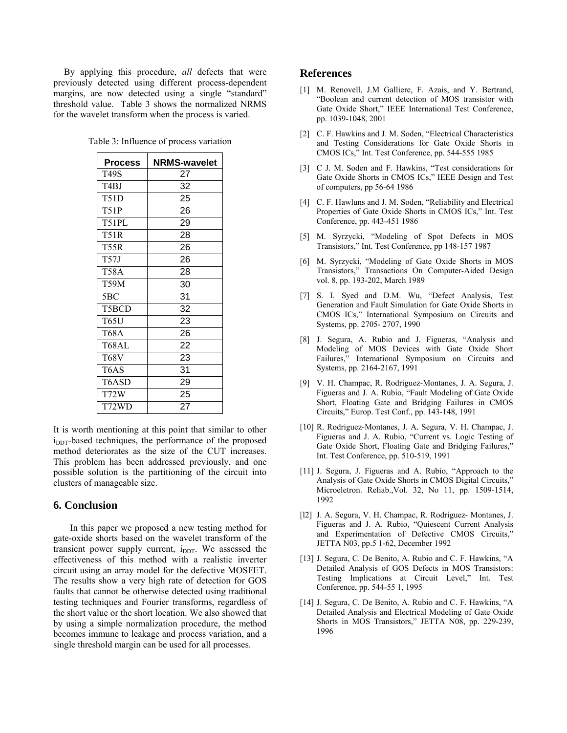By applying this procedure, *all* defects that were previously detected using different process-dependent margins, are now detected using a single "standard" threshold value. Table 3 shows the normalized NRMS for the wavelet transform when the process is varied.

Table 3: Influence of process variation

| Process | NRMS-wavelet |
|---|---|
| T49S | 27 |
| T4BJ | 32 |
| T51D | 25 |
| T51P | 26 |
| T51PL | 29 |
| T51R | 28 |
| T55R | 26 |
| T57J | 26 |
| T58A | 28 |
| T59M | 30 |
| 5BC | 31 |
| T5BCD | 32 |
| T65U | 23 |
| T68A | 26 |
| T68AL | 22 |
| T68V | 23 |
| T6AS | 31 |
| T6ASD | 29 |
| T72W | 25 |
| T72WD | 27 |

It is worth mentioning at this point that similar to other $i_{DDT}$-based techniques, the performance of the proposed method deteriorates as the size of the CUT increases. This problem has been addressed previously, and one possible solution is the partitioning of the circuit into clusters of manageable size.

## 6. Conclusion

In this paper we proposed a new testing method for gate-oxide shorts based on the wavelet transform of the transient power supply current, $i_{DDT}$. We assessed the effectiveness of this method with a realistic inverter circuit using an array model for the defective MOSFET. The results show a very high rate of detection for GOS faults that cannot be otherwise detected using traditional testing techniques and Fourier transforms, regardless of the short value or the short location. We also showed that by using a simple normalization procedure, the method becomes immune to leakage and process variation, and a single threshold margin can be used for all processes.

## References

[1] M. Renovell, J.M Galliere, F. Azais, and Y. Bertrand, "Boolean and current detection of MOS transistor with Gate Oxide Short," IEEE International Test Conference, pp. 1039-1048, 2001

[2] C. F. Hawkins and J. M. Soden, "Electrical Characteristics and Testing Considerations for Gate Oxide Shorts in CMOS ICs," Int. Test Conference, pp. 544-555 1985

[3] C J. M. Soden and F. Hawkins, "Test considerations for Gate Oxide Shorts in CMOS ICs," IEEE Design and Test of computers, pp 56-64 1986

[4] C. F. Hawluns and J. M. Soden, "Reliability and Electrical Properties of Gate Oxide Shorts in CMOS ICs," Int. Test Conference, pp. 443-451 1986

[5] M. Syrzycki, "Modeling of Spot Defects in MOS Transistors," Int. Test Conference, pp 148-157 1987

[6] M. Syrzycki, "Modeling of Gate Oxide Shorts in MOS Transistors," Transactions On Computer-Aided Design vol. 8, pp. 193-202, March 1989

[7] S. I. Syed and D.M. Wu, "Defect Analysis, Test Generation and Fault Simulation for Gate Oxide Shorts in CMOS ICs," International Symposium on Circuits and Systems, pp. 2705- 2707, 1990

[8] J. Segura, A. Rubio and J. Figueras, "Analysis and Modeling of MOS Devices with Gate Oxide Short Failures," International Symposium on Circuits and Systems, pp. 2164-2167, 1991

[9] V. H. Champac, R. Rodriguez-Montanes, J. A. Segura, J. Figueras and J. A. Rubio, "Fault Modeling of Gate Oxide Short, Floating Gate and Bridging Failures in CMOS Circuits," Europ. Test Conf., pp. 143-148, 1991

[10] R. Rodriguez-Montanes, J. A. Segura, V. H. Champac, J. Figueras and J. A. Rubio, "Current vs. Logic Testing of Gate Oxide Short, Floating Gate and Bridging Failures," Int. Test Conference, pp. 510-519, 1991

[11] J. Segura, J. Figueras and A. Rubio, "Approach to the Analysis of Gate Oxide Shorts in CMOS Digital Circuits," Microeletron. Reliab.,Vol. 32, No 11, pp. 1509-1514, 1992

[l2] J. A. Segura, V. H. Champac, R. Rodriguez- Montanes, J. Figueras and J. A. Rubio, "Quiescent Current Analysis and Experimentation of Defective CMOS Circuits," JETTA N03, pp.5 1-62, December 1992

[13] J. Segura, C. De Benito, A. Rubio and C. F. Hawkins, "A Detailed Analysis of GOS Defects in MOS Transistors: Testing Implications at Circuit Level," Int. Test Conference, pp. 544-55 1, 1995

[14] J. Segura, C. De Benito, A. Rubio and C. F. Hawkins, "A Detailed Analysis and Electrical Modeling of Gate Oxide Shorts in MOS Transistors," JETTA N08, pp. 229-239, 1996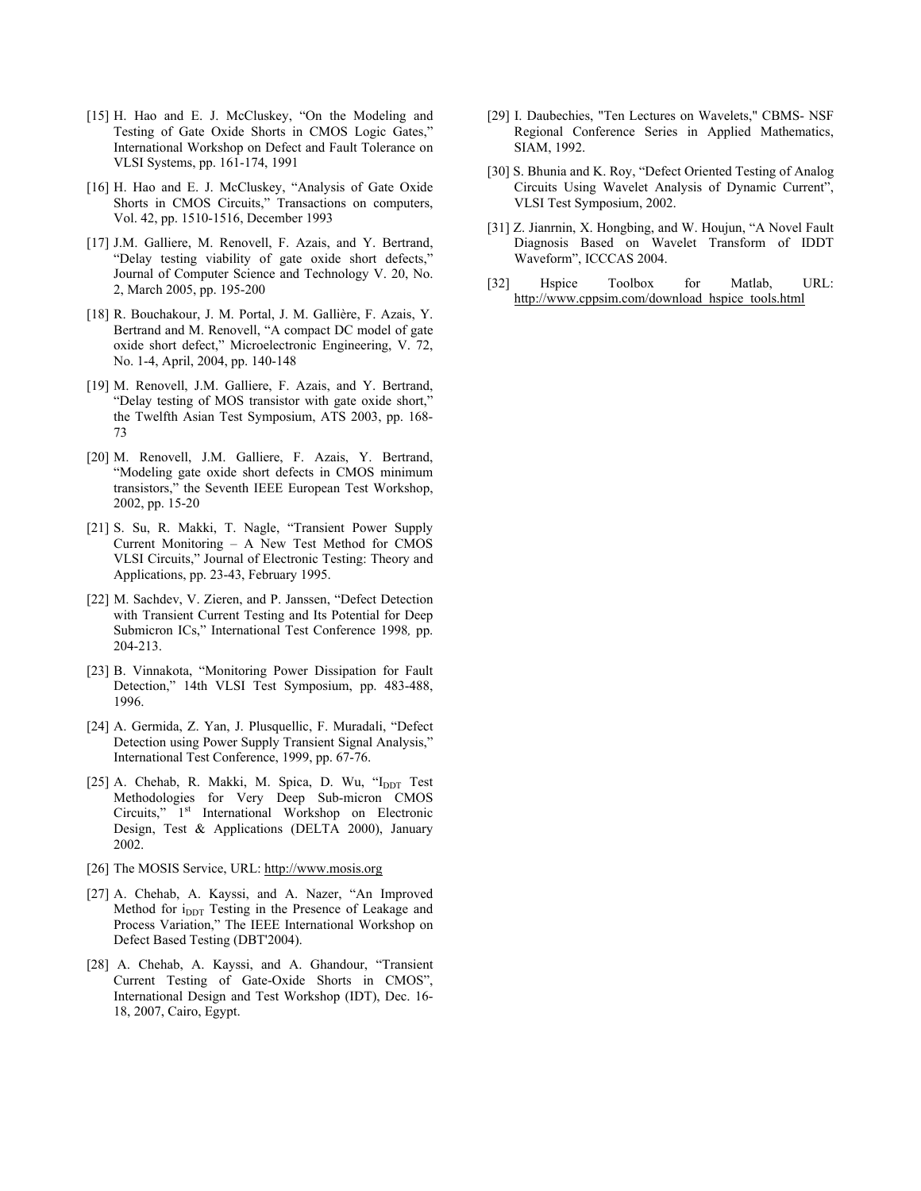[15] H. Hao and E. J. McCluskey, "On the Modeling and Testing of Gate Oxide Shorts in CMOS Logic Gates," International Workshop on Defect and Fault Tolerance on VLSI Systems, pp. 161-174, 1991

[16] H. Hao and E. J. McCluskey, "Analysis of Gate Oxide Shorts in CMOS Circuits," Transactions on computers, Vol. 42, pp. 1510-1516, December 1993

[17] J.M. Galliere, M. Renovell, F. Azais, and Y. Bertrand, "Delay testing viability of gate oxide short defects," Journal of Computer Science and Technology V. 20, No. 2, March 2005, pp. 195-200

[18] R. Bouchakour, J. M. Portal, J. M. Gallière, F. Azais, Y. Bertrand and M. Renovell, "A compact DC model of gate oxide short defect," Microelectronic Engineering, V. 72, No. 1-4, April, 2004, pp. 140-148

[19] M. Renovell, J.M. Galliere, F. Azais, and Y. Bertrand, "Delay testing of MOS transistor with gate oxide short," the Twelfth Asian Test Symposium, ATS 2003, pp. 168-73

[20] M. Renovell, J.M. Galliere, F. Azais, Y. Bertrand, "Modeling gate oxide short defects in CMOS minimum transistors," the Seventh IEEE European Test Workshop, 2002, pp. 15-20

[21] S. Su, R. Makki, T. Nagle, "Transient Power Supply Current Monitoring – A New Test Method for CMOS VLSI Circuits," Journal of Electronic Testing: Theory and Applications, pp. 23-43, February 1995.

[22] M. Sachdev, V. Zieren, and P. Janssen, "Defect Detection with Transient Current Testing and Its Potential for Deep Submicron ICs," International Test Conference 1998, pp. 204-213.

[23] B. Vinnakota, "Monitoring Power Dissipation for Fault Detection," 14th VLSI Test Symposium, pp. 483-488, 1996.

[24] A. Germida, Z. Yan, J. Plusquellic, F. Muradali, "Defect Detection using Power Supply Transient Signal Analysis," International Test Conference, 1999, pp. 67-76.

[25] A. Chehab, R. Makki, M. Spica, D. Wu, "$I_{DDT}$ Test Methodologies for Very Deep Sub-micron CMOS Circuits," 1st International Workshop on Electronic Design, Test & Applications (DELTA 2000), January 2002.

[26] The MOSIS Service, URL: http://www.mosis.org

[27] A. Chehab, A. Kayssi, and A. Nazer, "An Improved Method for $i_{DDT}$ Testing in the Presence of Leakage and Process Variation," The IEEE International Workshop on Defect Based Testing (DBT'2004).

[28] A. Chehab, A. Kayssi, and A. Ghandour, "Transient Current Testing of Gate-Oxide Shorts in CMOS", International Design and Test Workshop (IDT), Dec. 16-18, 2007, Cairo, Egypt.

[29] I. Daubechies, "Ten Lectures on Wavelets," CBMS- NSF Regional Conference Series in Applied Mathematics, SIAM, 1992.

[30] S. Bhunia and K. Roy, "Defect Oriented Testing of Analog Circuits Using Wavelet Analysis of Dynamic Current", VLSI Test Symposium, 2002.

[31] Z. Jianrnin, X. Hongbing, and W. Houjun, "A Novel Fault Diagnosis Based on Wavelet Transform of IDDT Waveform", ICCCAS 2004.

[32] Hspice Toolbox for Matlab, URL: http://www.cppsim.com/download_hspice_tools.html